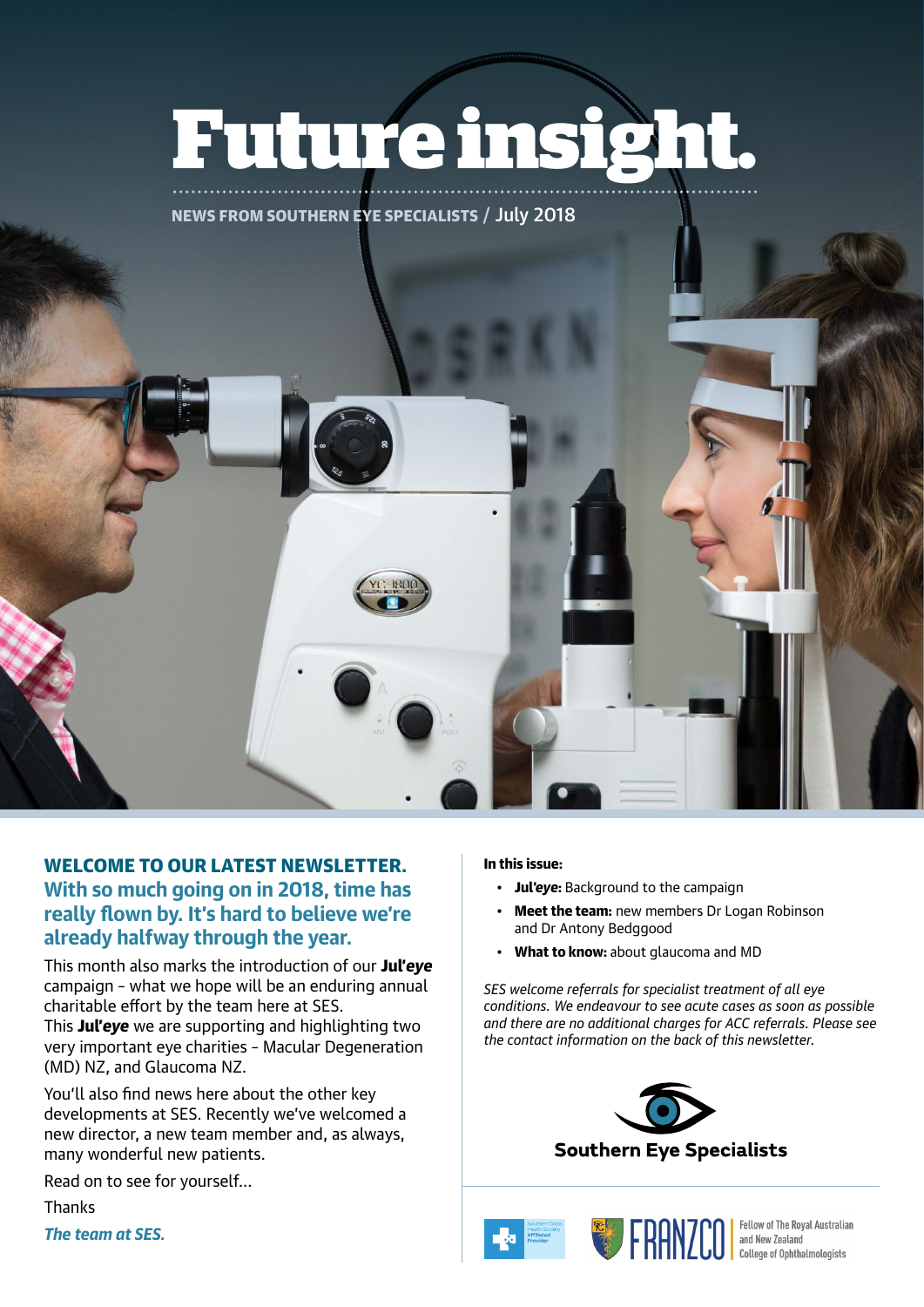# Future insight.

NEWS FROM SOUTHERN EYE SPECIALISTS / July 2018

## WELCOME TO OUR LATEST NEWSLETTER.

### With so much going on in 2018, time has really flown by. It's hard to believe we're already halfway through the year.

This month also marks the introduction of our **Jul'*eye*** campaign – what we hope will be an enduring annual charitable effort by the team here at SES.
This **Jul'*eye*** we are supporting and highlighting two very important eye charities – Macular Degeneration (MD) NZ, and Glaucoma NZ.

You'll also find news here about the other key developments at SES. Recently we've welcomed a new director, a new team member and, as always, many wonderful new patients.

Read on to see for yourself...

Thanks

***The team at SES.***

**In this issue:**

- **Jul'eye:** Background to the campaign
- **Meet the team:** new members Dr Logan Robinson and Dr Antony Bedggood
- **What to know:** about glaucoma and MD

*SES welcome referrals for specialist treatment of all eye conditions. We endeavour to see acute cases as soon as possible and there are no additional charges for ACC referrals. Please see the contact information on the back of this newsletter.*

**Southern Eye Specialists**

Southern Cross Health Society Affiliated Provider

FRANZCO Fellow of The Royal Australian and New Zealand College of Ophthalmologists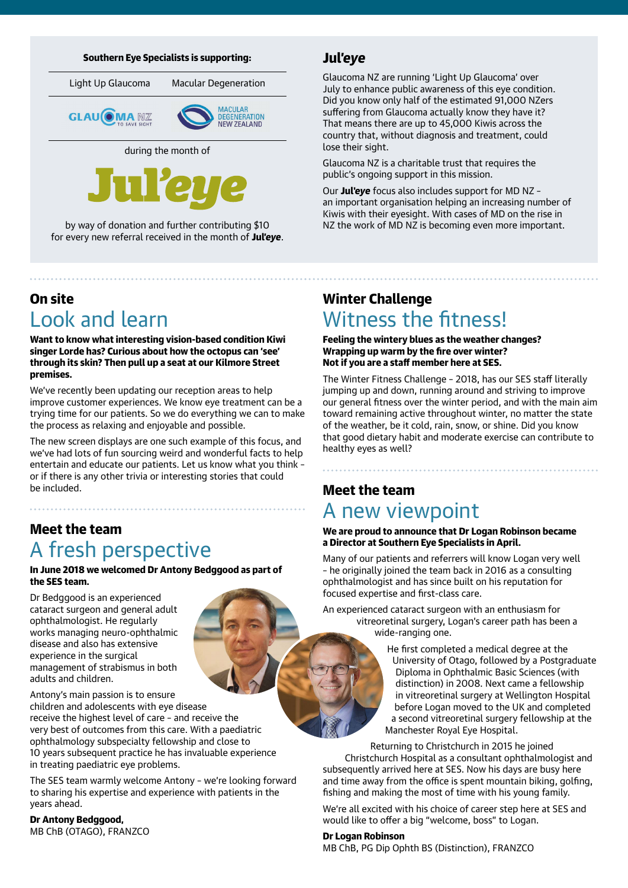**Southern Eye Specialists is supporting:**

Light Up Glaucoma | Macular Degeneration

GLAUCOMA NZ TO SAVE SIGHT | MACULAR DEGENERATION NEW ZEALAND

during the month of

# Jul'eye

by way of donation and further contributing $10 for every new referral received in the month of **Jul'eye**.

## Jul'eye

Glaucoma NZ are running 'Light Up Glaucoma' over July to enhance public awareness of this eye condition. Did you know only half of the estimated 91,000 NZers suffering from Glaucoma actually know they have it? That means there are up to 45,000 Kiwis across the country that, without diagnosis and treatment, could lose their sight.

Glaucoma NZ is a charitable trust that requires the public's ongoing support in this mission.

Our **Jul'eye** focus also includes support for MD NZ – an important organisation helping an increasing number of Kiwis with their eyesight. With cases of MD on the rise in NZ the work of MD NZ is becoming even more important.

### On site

## Look and learn

**Want to know what interesting vision-based condition Kiwi singer Lorde has? Curious about how the octopus can 'see' through its skin? Then pull up a seat at our Kilmore Street premises.**

We've recently been updating our reception areas to help improve customer experiences. We know eye treatment can be a trying time for our patients. So we do everything we can to make the process as relaxing and enjoyable and possible.

The new screen displays are one such example of this focus, and we've had lots of fun sourcing weird and wonderful facts to help entertain and educate our patients. Let us know what you think – or if there is any other trivia or interesting stories that could be included.

### Meet the team

## A fresh perspective

**In June 2018 we welcomed Dr Antony Beggood as part of the SES team.**

Dr Beggood is an experienced cataract surgeon and general adult ophthalmologist. He regularly works managing neuro-ophthalmic disease and also has extensive experience in the surgical management of strabismus in both adults and children.

Antony's main passion is to ensure children and adolescents with eye disease receive the highest level of care – and receive the very best of outcomes from this care. With a paediatric ophthalmology subspecialty fellowship and close to 10 years subsequent practice he has invaluable experience in treating paediatric eye problems.

The SES team warmly welcome Antony – we're looking forward to sharing his expertise and experience with patients in the years ahead.

**Dr Antony Beggood,**
MB ChB (OTAGO), FRANZCO

### Winter Challenge

## Witness the fitness!

**Feeling the wintery blues as the weather changes? Wrapping up warm by the fire over winter? Not if you are a staff member here at SES.**

The Winter Fitness Challenge – 2018, has our SES staff literally jumping up and down, running around and striving to improve our general fitness over the winter period, and with the main aim toward remaining active throughout winter, no matter the state of the weather, be it cold, rain, snow, or shine. Did you know that good dietary habit and moderate exercise can contribute to healthy eyes as well?

### Meet the team

## A new viewpoint

**We are proud to announce that Dr Logan Robinson became a Director at Southern Eye Specialists in April.**

Many of our patients and referrers will know Logan very well – he originally joined the team back in 2016 as a consulting ophthalmologist and has since built on his reputation for focused expertise and first-class care.

An experienced cataract surgeon with an enthusiasm for vitreoretinal surgery, Logan's career path has been a wide-ranging one.

He first completed a medical degree at the University of Otago, followed by a Postgraduate Diploma in Ophthalmic Basic Sciences (with distinction) in 2008. Next came a fellowship in vitreoretinal surgery at Wellington Hospital before Logan moved to the UK and completed a second vitreoretinal surgery fellowship at the Manchester Royal Eye Hospital.

Returning to Christchurch in 2015 he joined Christchurch Hospital as a consultant ophthalmologist and subsequently arrived here at SES. Now his days are busy here and time away from the office is spent mountain biking, golfing, fishing and making the most of time with his young family.

We're all excited with his choice of career step here at SES and would like to offer a big "welcome, boss" to Logan.

**Dr Logan Robinson**
MB ChB, PG Dip Ophth BS (Distinction), FRANZCO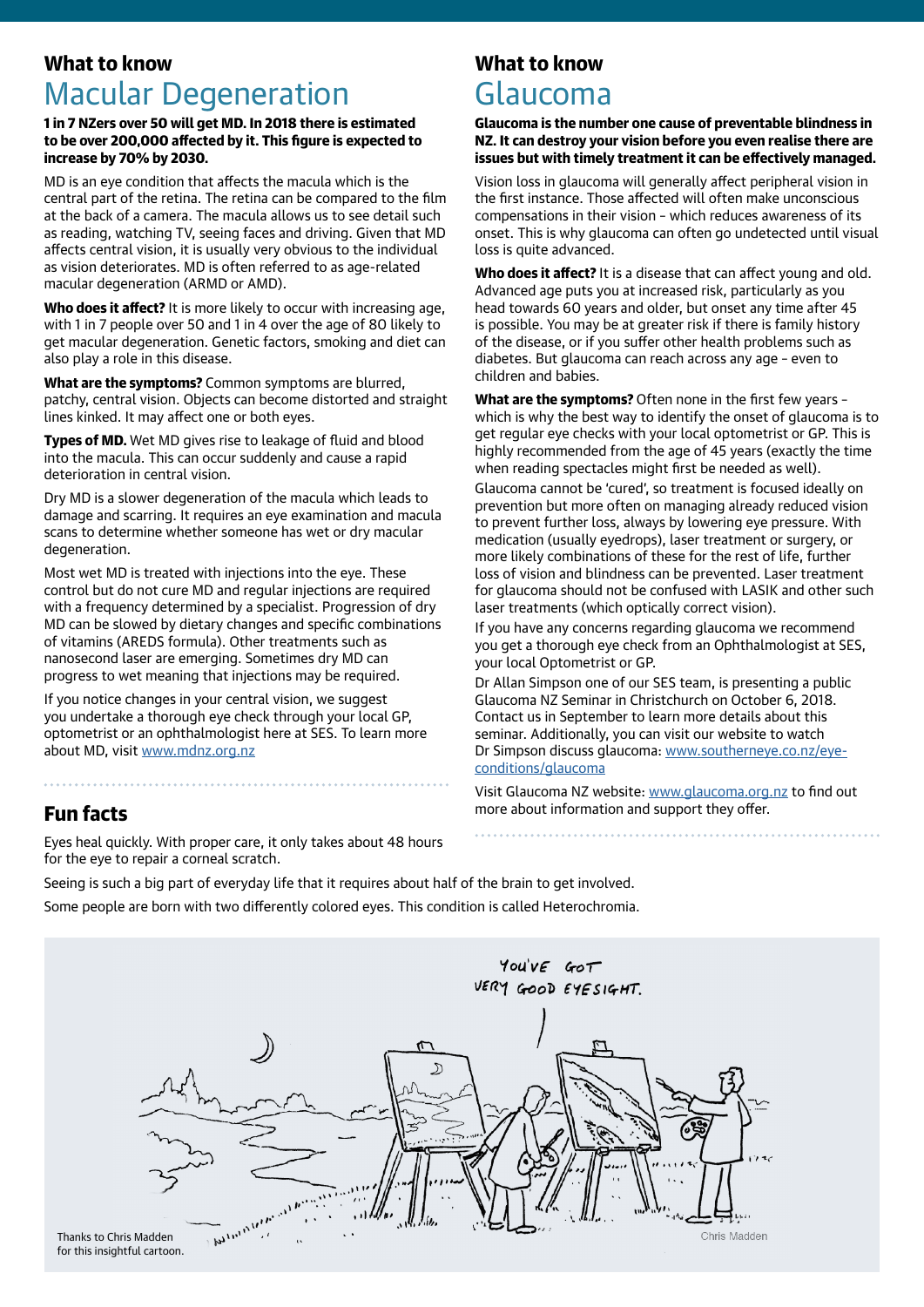## What to know

# Macular Degeneration

**1 in 7 NZers over 50 will get MD. In 2018 there is estimated to be over 200,000 affected by it. This figure is expected to increase by 70% by 2030.**

MD is an eye condition that affects the macula which is the central part of the retina. The retina can be compared to the film at the back of a camera. The macula allows us to see detail such as reading, watching TV, seeing faces and driving. Given that MD affects central vision, it is usually very obvious to the individual as vision deteriorates. MD is often referred to as age-related macular degeneration (ARMD or AMD).

**Who does it affect?** It is more likely to occur with increasing age, with 1 in 7 people over 50 and 1 in 4 over the age of 80 likely to get macular degeneration. Genetic factors, smoking and diet can also play a role in this disease.

**What are the symptoms?** Common symptoms are blurred, patchy, central vision. Objects can become distorted and straight lines kinked. It may affect one or both eyes.

**Types of MD.** Wet MD gives rise to leakage of fluid and blood into the macula. This can occur suddenly and cause a rapid deterioration in central vision.

Dry MD is a slower degeneration of the macula which leads to damage and scarring. It requires an eye examination and macula scans to determine whether someone has wet or dry macular degeneration.

Most wet MD is treated with injections into the eye. These control but do not cure MD and regular injections are required with a frequency determined by a specialist. Progression of dry MD can be slowed by dietary changes and specific combinations of vitamins (AREDS formula). Other treatments such as nanosecond laser are emerging. Sometimes dry MD can progress to wet meaning that injections may be required.

If you notice changes in your central vision, we suggest you undertake a thorough eye check through your local GP, optometrist or an ophthalmologist here at SES. To learn more about MD, visit www.mdnz.org.nz

## Fun facts

Eyes heal quickly. With proper care, it only takes about 48 hours for the eye to repair a corneal scratch.

Seeing is such a big part of everyday life that it requires about half of the brain to get involved.

Some people are born with two differently colored eyes. This condition is called Heterochromia.

## What to know

# Glaucoma

**Glaucoma is the number one cause of preventable blindness in NZ. It can destroy your vision before you even realise there are issues but with timely treatment it can be effectively managed.**

Vision loss in glaucoma will generally affect peripheral vision in the first instance. Those affected will often make unconscious compensations in their vision - which reduces awareness of its onset. This is why glaucoma can often go undetected until visual loss is quite advanced.

**Who does it affect?** It is a disease that can affect young and old. Advanced age puts you at increased risk, particularly as you head towards 60 years and older, but onset any time after 45 is possible. You may be at greater risk if there is family history of the disease, or if you suffer other health problems such as diabetes. But glaucoma can reach across any age - even to children and babies.

**What are the symptoms?** Often none in the first few years - which is why the best way to identify the onset of glaucoma is to get regular eye checks with your local optometrist or GP. This is highly recommended from the age of 45 years (exactly the time when reading spectacles might first be needed as well).

Glaucoma cannot be 'cured', so treatment is focused ideally on prevention but more often on managing already reduced vision to prevent further loss, always by lowering eye pressure. With medication (usually eyedrops), laser treatment or surgery, or more likely combinations of these for the rest of life, further loss of vision and blindness can be prevented. Laser treatment for glaucoma should not be confused with LASIK and other such laser treatments (which optically correct vision).

If you have any concerns regarding glaucoma we recommend you get a thorough eye check from an Ophthalmologist at SES, your local Optometrist or GP.

Dr Allan Simpson one of our SES team, is presenting a public Glaucoma NZ Seminar in Christchurch on October 6, 2018. Contact us in September to learn more details about this seminar. Additionally, you can visit our website to watch Dr Simpson discuss glaucoma: www.southerneye.co.nz/eye-conditions/glaucoma

Visit Glaucoma NZ website: www.glaucoma.org.nz to find out more about information and support they offer.

Thanks to Chris Madden for this insightful cartoon.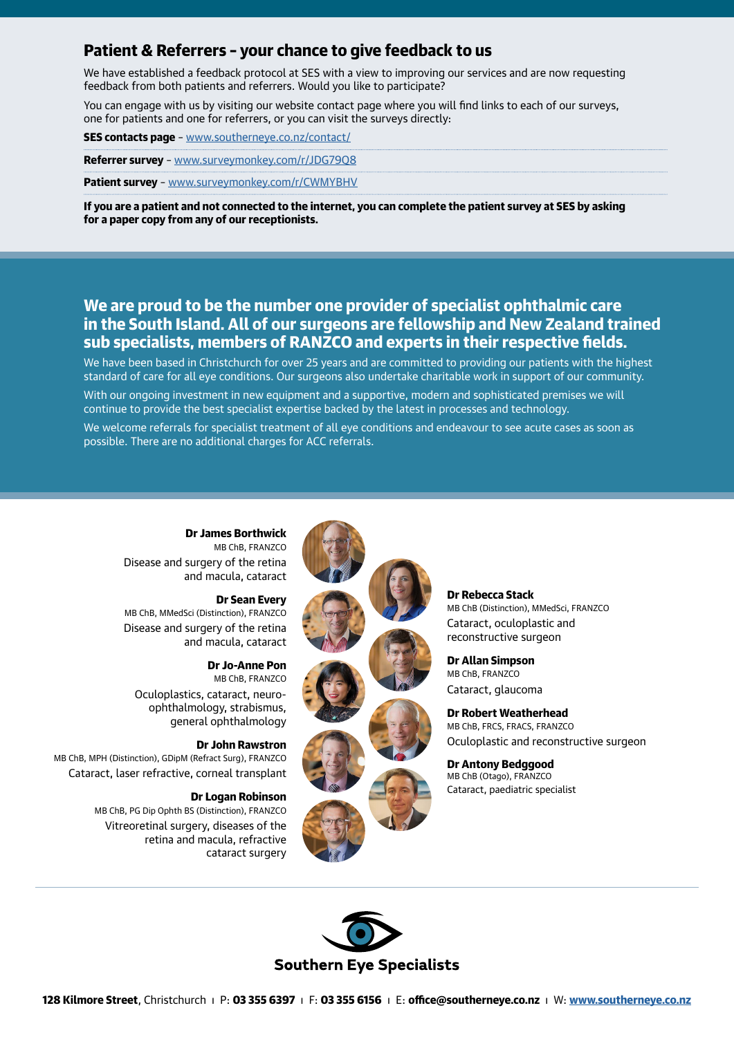## Patient & Referrers - your chance to give feedback to us

We have established a feedback protocol at SES with a view to improving our services and are now requesting feedback from both patients and referrers. Would you like to participate?

You can engage with us by visiting our website contact page where you will find links to each of our surveys, one for patients and one for referrers, or you can visit the surveys directly:

**SES contacts page** - www.southerneye.co.nz/contact/

**Referrer survey** - www.surveymonkey.com/r/JDG79Q8

**Patient survey** - www.surveymonkey.com/r/CWMYBHV

**If you are a patient and not connected to the internet, you can complete the patient survey at SES by asking for a paper copy from any of our receptionists.**

## We are proud to be the number one provider of specialist ophthalmic care in the South Island. All of our surgeons are fellowship and New Zealand trained sub specialists, members of RANZCO and experts in their respective fields.

We have been based in Christchurch for over 25 years and are committed to providing our patients with the highest standard of care for all eye conditions. Our surgeons also undertake charitable work in support of our community.

With our ongoing investment in new equipment and a supportive, modern and sophisticated premises we will continue to provide the best specialist expertise backed by the latest in processes and technology.

We welcome referrals for specialist treatment of all eye conditions and endeavour to see acute cases as soon as possible. There are no additional charges for ACC referrals.

**Dr James Borthwick**
MB ChB, FRANZCO
Disease and surgery of the retina and macula, cataract

**Dr Sean Every**
MB ChB, MMedSci (Distinction), FRANZCO
Disease and surgery of the retina and macula, cataract

**Dr Jo-Anne Pon**
MB ChB, FRANZCO
Oculoplastics, cataract, neuro-ophthalmology, strabismus, general ophthalmology

**Dr John Rawstron**
MB ChB, MPH (Distinction), GDipM (Refract Surg), FRANZCO
Cataract, laser refractive, corneal transplant

**Dr Logan Robinson**
MB ChB, PG Dip Ophth BS (Distinction), FRANZCO
Vitreoretinal surgery, diseases of the retina and macula, refractive cataract surgery

**Dr Rebecca Stack**
MB ChB (Distinction), MMedSci, FRANZCO
Cataract, oculoplastic and reconstructive surgeon

**Dr Allan Simpson**
MB ChB, FRANZCO
Cataract, glaucoma

**Dr Robert Weatherhead**
MB ChB, FRCS, FRACS, FRANZCO
Oculoplastic and reconstructive surgeon

**Dr Antony Bedggood**
MB ChB (Otago), FRANZCO
Cataract, paediatric specialist

**Southern Eye Specialists**

**128 Kilmore Street**, Christchurch | P: **03 355 6397** | F: **03 355 6156** | E: **office@southerneye.co.nz** | W: **www.southerneye.co.nz**